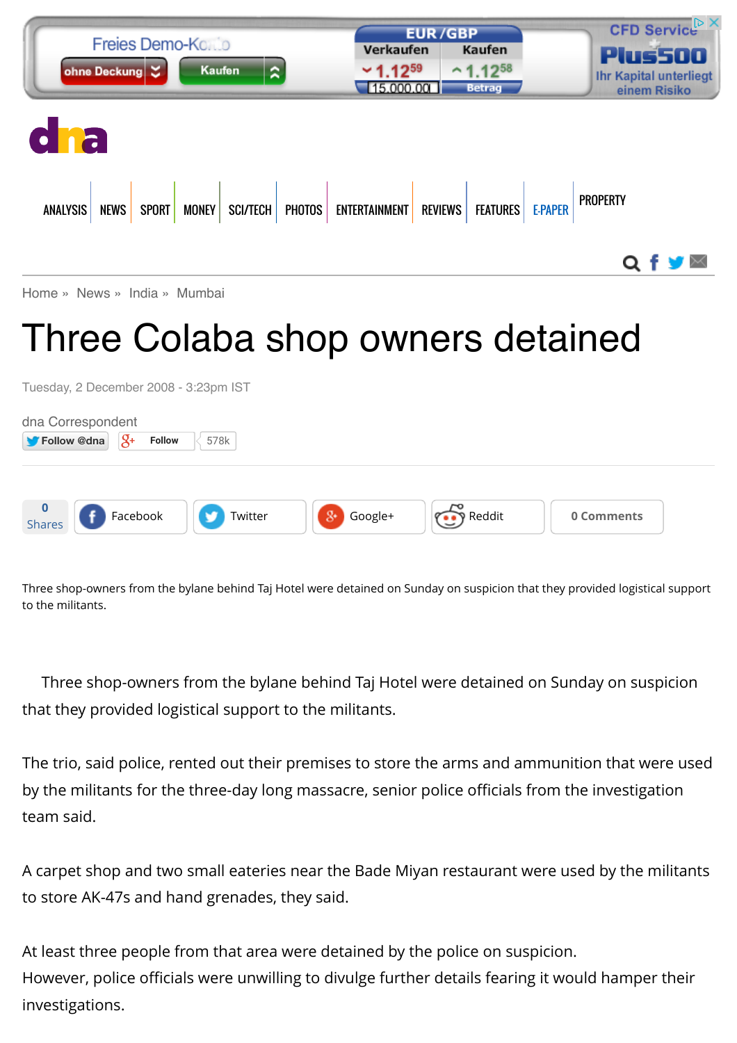Home » News » India » Mumbai

# Three Colaba shop owners detained

Tuesday, 2 December 2008 - 3:23pm IST

dna Correspondent

Three shop-owners from the bylane behind Taj Hotel were detained on Sunday on suspicion that they provided logistical support to the militants.

Three shop-owners from the bylane behind Taj Hotel were detained on Sunday on suspicion that they provided logistical support to the militants.

The trio, said police, rented out their premises to store the arms and ammunition that were used by the militants for the three-day long massacre, senior police officials from the investigation team said.

A carpet shop and two small eateries near the Bade Miyan restaurant were used by the militants to store AK-47s and hand grenades, they said.

At least three people from that area were detained by the police on suspicion.
However, police officials were unwilling to divulge further details fearing it would hamper their investigations.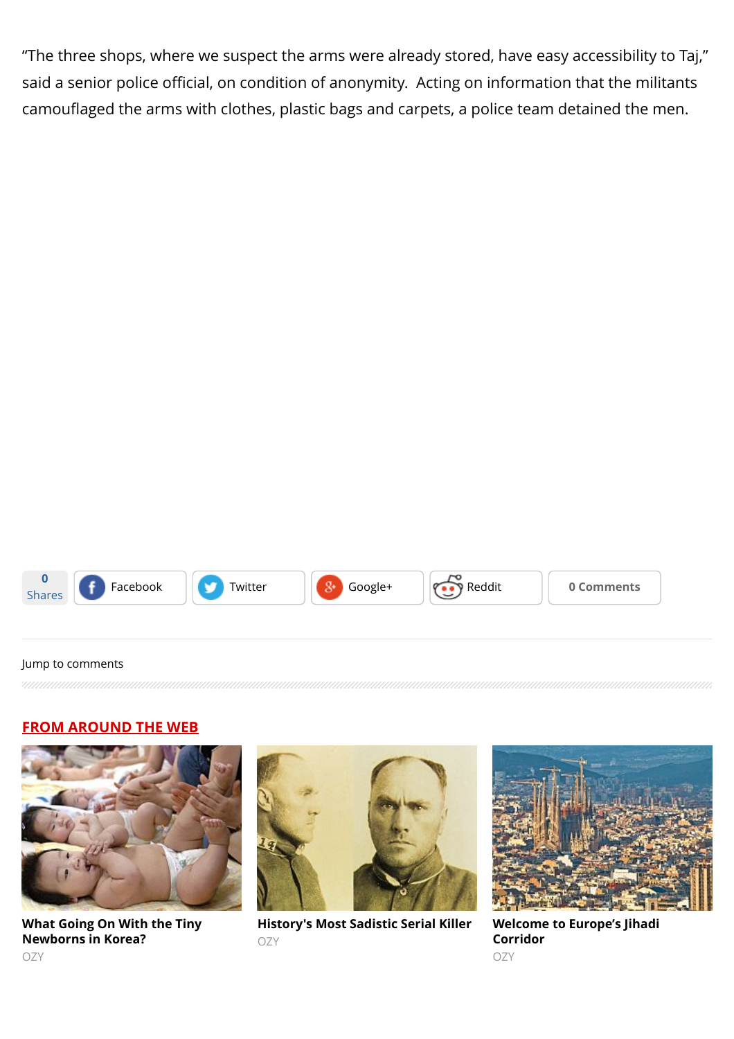"The three shops, where we suspect the arms were already stored, have easy accessibility to Taj," said a senior police official, on condition of anonymity.  Acting on information that the militants camouflaged the arms with clothes, plastic bags and carpets, a police team detained the men.

0 Shares | Facebook | Twitter | Google+ | Reddit | 0 Comments

Jump to comments

## FROM AROUND THE WEB

**What Going On With the Tiny Newborns in Korea?**
OZY

**History's Most Sadistic Serial Killer**
OZY

**Welcome to Europe's Jihadi Corridor**
OZY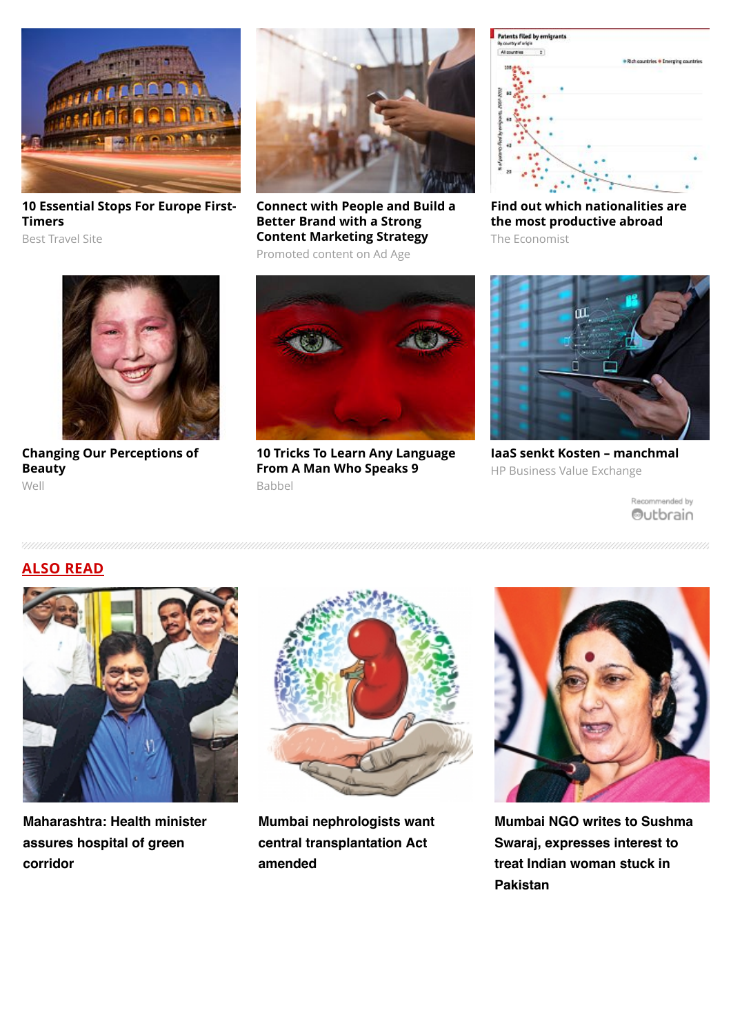**10 Essential Stops For Europe First-Timers**
Best Travel Site

**Connect with People and Build a Better Brand with a Strong Content Marketing Strategy**
Promoted content on Ad Age

**Find out which nationalities are the most productive abroad**
The Economist

**Changing Our Perceptions of Beauty**
Well

**10 Tricks To Learn Any Language From A Man Who Speaks 9**
Babbel

**IaaS senkt Kosten – manchmal**
HP Business Value Exchange

Recommended by Outbrain

## ALSO READ

**Maharashtra: Health minister assures hospital of green corridor**

**Mumbai nephrologists want central transplantation Act amended**

**Mumbai NGO writes to Sushma Swaraj, expresses interest to treat Indian woman stuck in Pakistan**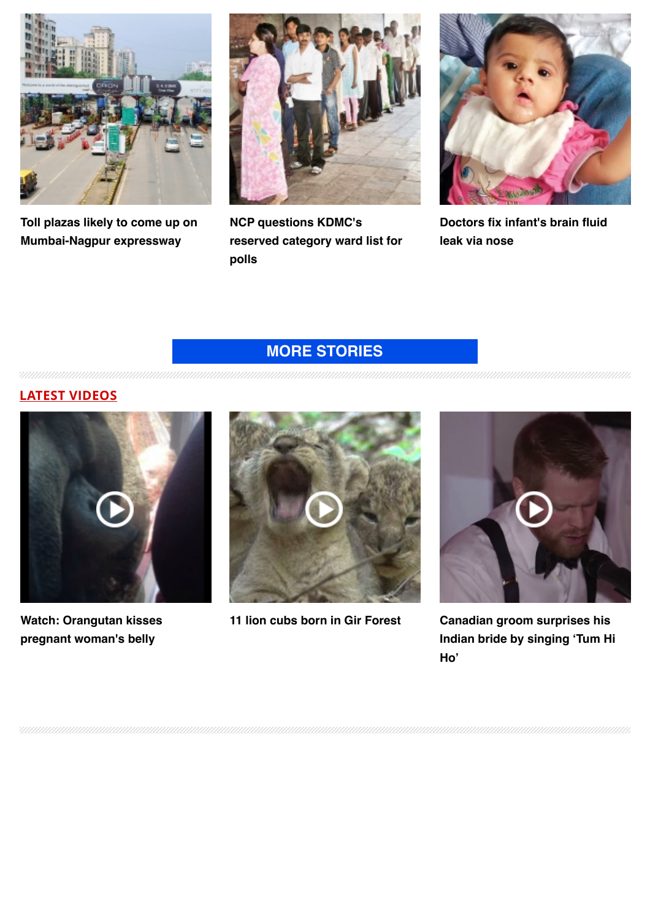Toll plazas likely to come up on Mumbai-Nagpur expressway

NCP questions KDMC's reserved category ward list for polls

Doctors fix infant's brain fluid leak via nose

MORE STORIES

## LATEST VIDEOS

Watch: Orangutan kisses pregnant woman's belly

11 lion cubs born in Gir Forest

Canadian groom surprises his Indian bride by singing 'Tum Hi Ho'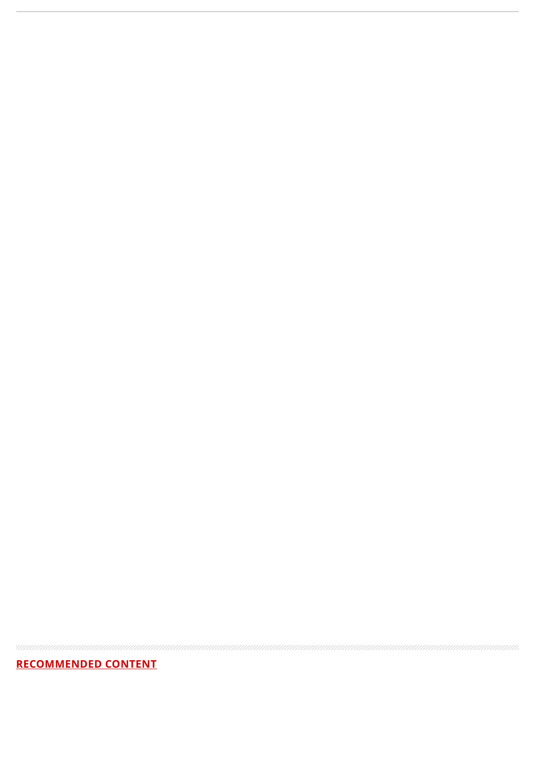**RECOMMENDED CONTENT**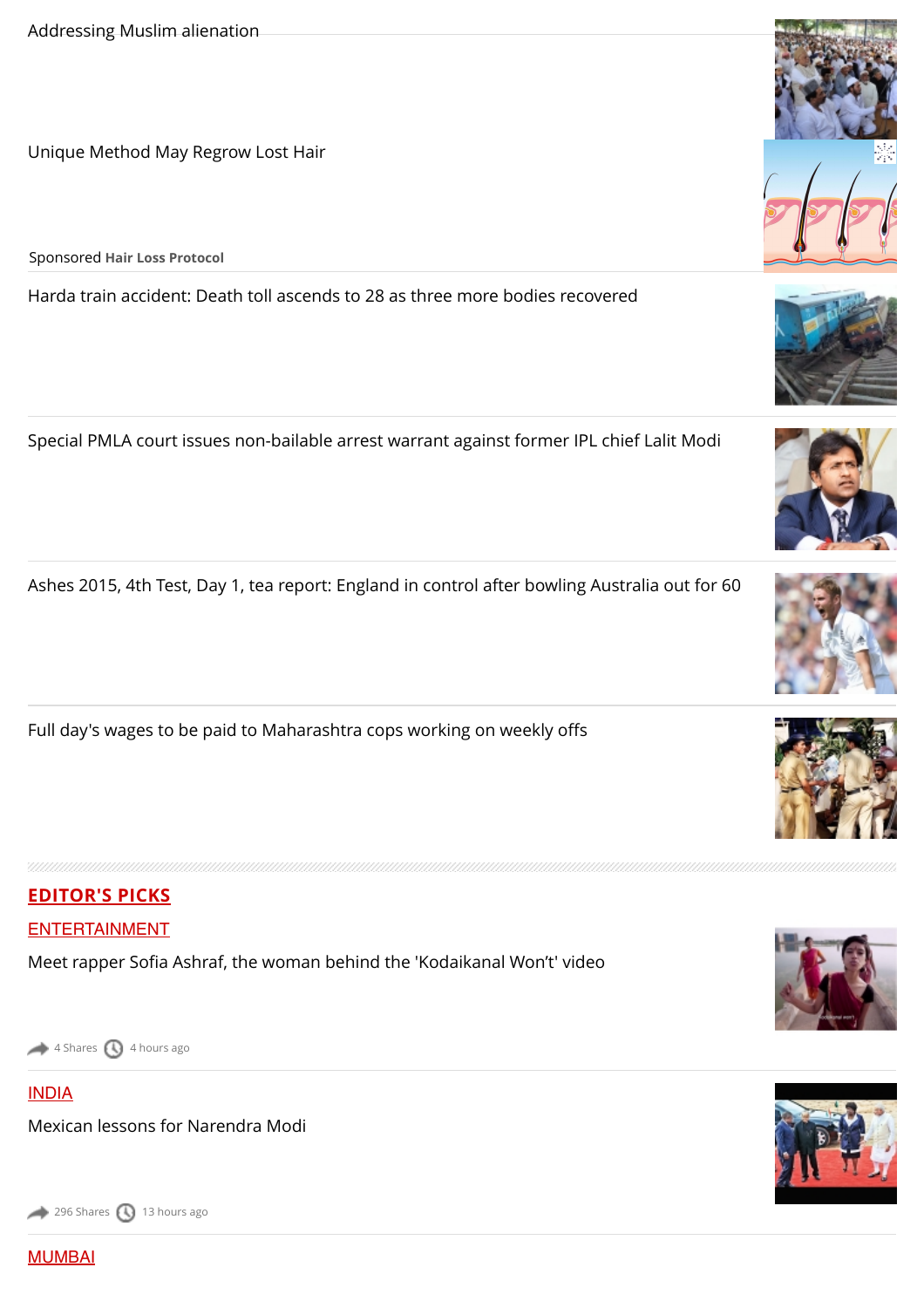Addressing Muslim alienation

Unique Method May Regrow Lost Hair

Sponsored **Hair Loss Protocol**

Harda train accident: Death toll ascends to 28 as three more bodies recovered

Special PMLA court issues non-bailable arrest warrant against former IPL chief Lalit Modi

Ashes 2015, 4th Test, Day 1, tea report: England in control after bowling Australia out for 60

Full day's wages to be paid to Maharashtra cops working on weekly offs

## EDITOR'S PICKS

### ENTERTAINMENT

Meet rapper Sofia Ashraf, the woman behind the 'Kodaikanal Won't' video

4 Shares 4 hours ago

### INDIA

Mexican lessons for Narendra Modi

296 Shares 13 hours ago

### MUMBAI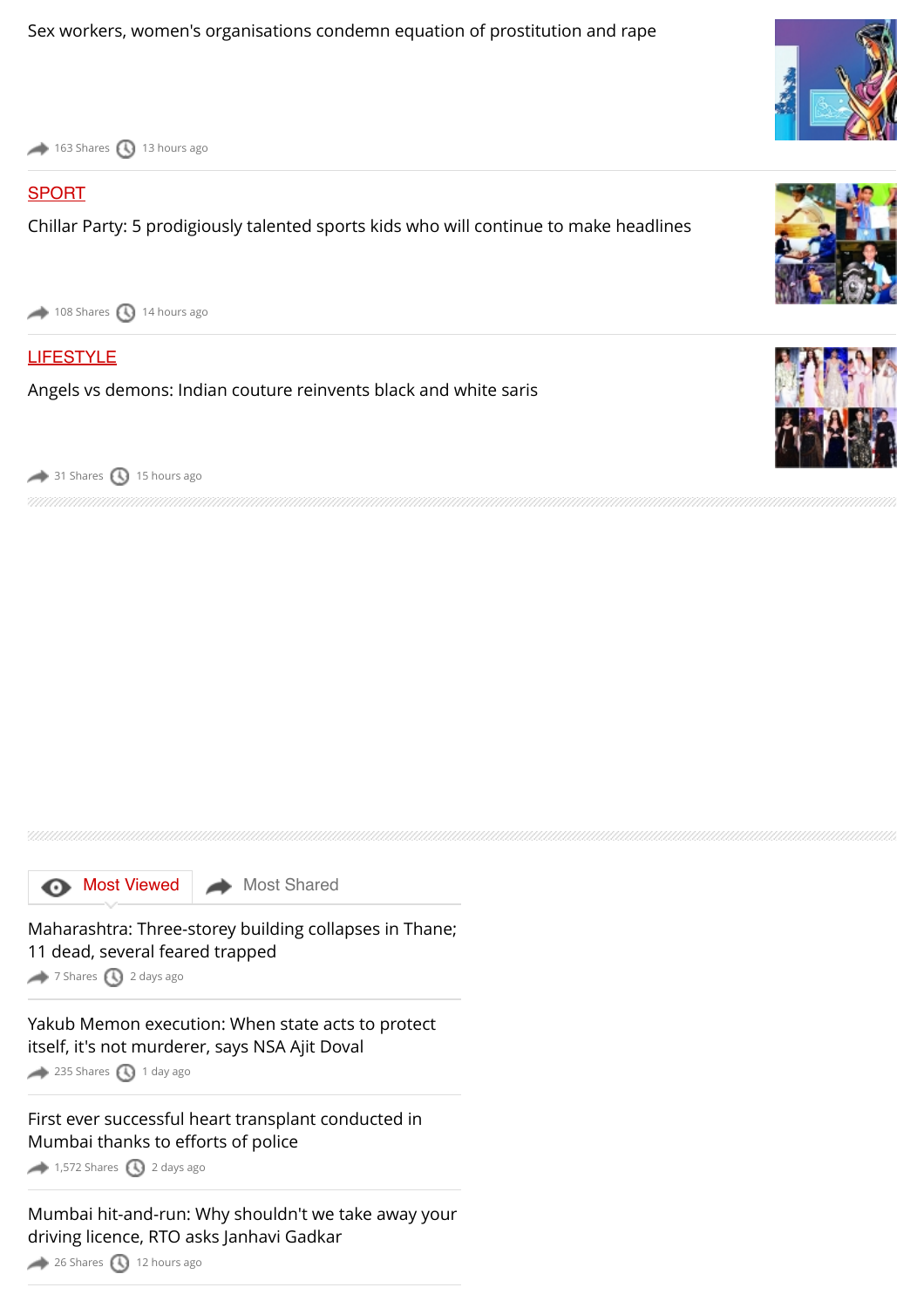Sex workers, women's organisations condemn equation of prostitution and rape

163 Shares 13 hours ago

SPORT

Chillar Party: 5 prodigiously talented sports kids who will continue to make headlines

108 Shares 14 hours ago

LIFESTYLE

Angels vs demons: Indian couture reinvents black and white saris

31 Shares 15 hours ago

Most Viewed | Most Shared

Maharashtra: Three-storey building collapses in Thane; 11 dead, several feared trapped

7 Shares 2 days ago

Yakub Memon execution: When state acts to protect itself, it's not murderer, says NSA Ajit Doval

235 Shares 1 day ago

First ever successful heart transplant conducted in Mumbai thanks to efforts of police

1,572 Shares 2 days ago

Mumbai hit-and-run: Why shouldn't we take away your driving licence, RTO asks Janhavi Gadkar

26 Shares 12 hours ago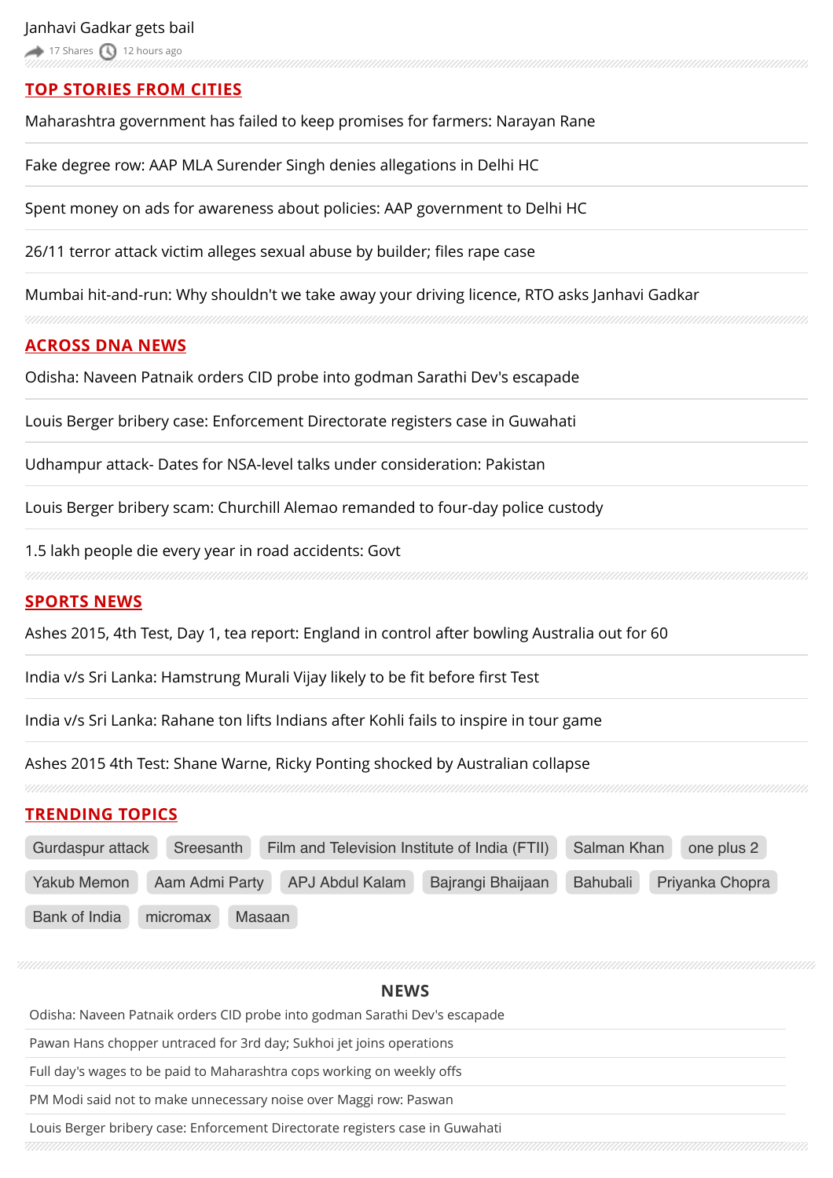Janhavi Gadkar gets bail

17 Shares 12 hours ago

## TOP STORIES FROM CITIES

Maharashtra government has failed to keep promises for farmers: Narayan Rane

Fake degree row: AAP MLA Surender Singh denies allegations in Delhi HC

Spent money on ads for awareness about policies: AAP government to Delhi HC

26/11 terror attack victim alleges sexual abuse by builder; files rape case

Mumbai hit-and-run: Why shouldn't we take away your driving licence, RTO asks Janhavi Gadkar

## ACROSS DNA NEWS

Odisha: Naveen Patnaik orders CID probe into godman Sarathi Dev's escapade

Louis Berger bribery case: Enforcement Directorate registers case in Guwahati

Udhampur attack- Dates for NSA-level talks under consideration: Pakistan

Louis Berger bribery scam: Churchill Alemao remanded to four-day police custody

1.5 lakh people die every year in road accidents: Govt

## SPORTS NEWS

Ashes 2015, 4th Test, Day 1, tea report: England in control after bowling Australia out for 60

India v/s Sri Lanka: Hamstrung Murali Vijay likely to be fit before first Test

India v/s Sri Lanka: Rahane ton lifts Indians after Kohli fails to inspire in tour game

Ashes 2015 4th Test: Shane Warne, Ricky Ponting shocked by Australian collapse

## TRENDING TOPICS

Gurdaspur attack | Sreesanth | Film and Television Institute of India (FTII) | Salman Khan | one plus 2 | Yakub Memon | Aam Admi Party | APJ Abdul Kalam | Bajrangi Bhaijaan | Bahubali | Priyanka Chopra | Bank of India | micromax | Masaan

## NEWS

Odisha: Naveen Patnaik orders CID probe into godman Sarathi Dev's escapade

Pawan Hans chopper untraced for 3rd day; Sukhoi jet joins operations

Full day's wages to be paid to Maharashtra cops working on weekly offs

PM Modi said not to make unnecessary noise over Maggi row: Paswan

Louis Berger bribery case: Enforcement Directorate registers case in Guwahati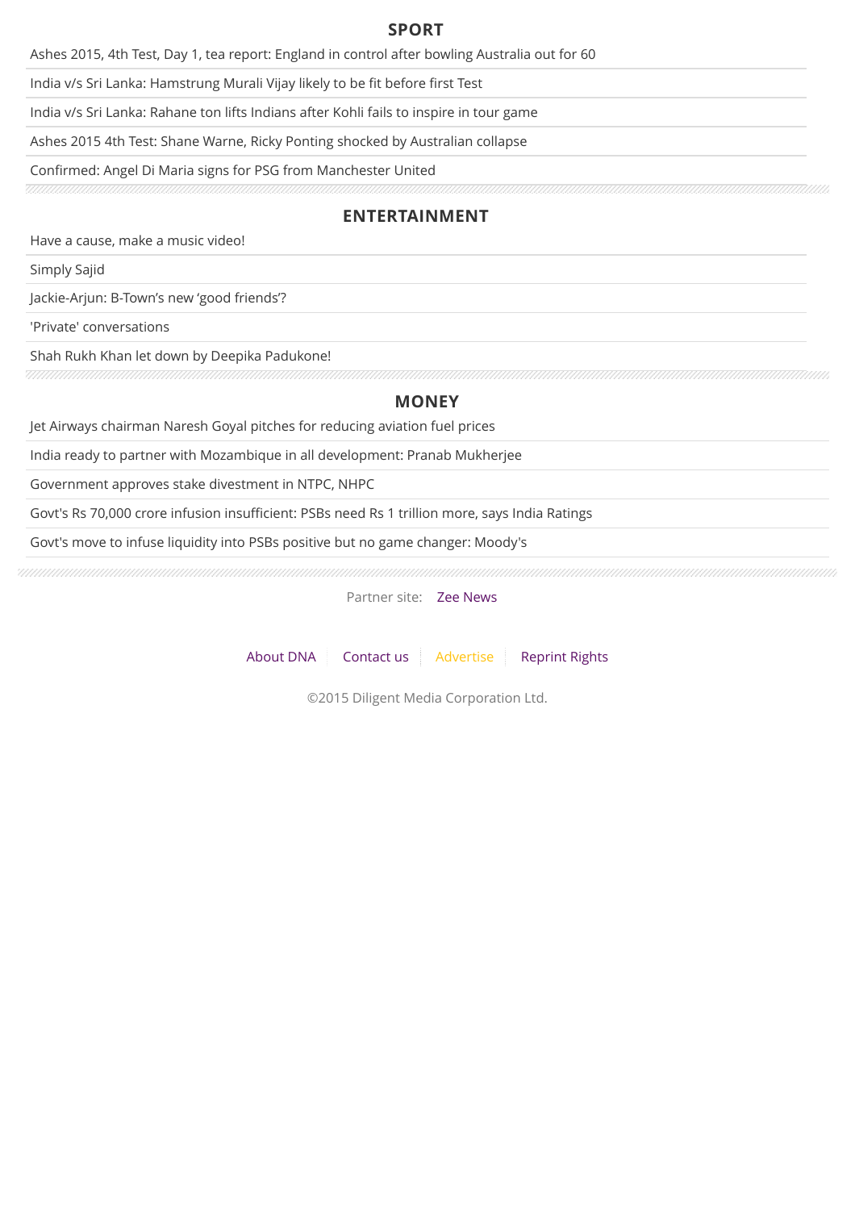## SPORT

- Ashes 2015, 4th Test, Day 1, tea report: England in control after bowling Australia out for 60
- India v/s Sri Lanka: Hamstrung Murali Vijay likely to be fit before first Test
- India v/s Sri Lanka: Rahane ton lifts Indians after Kohli fails to inspire in tour game
- Ashes 2015 4th Test: Shane Warne, Ricky Ponting shocked by Australian collapse
- Confirmed: Angel Di Maria signs for PSG from Manchester United

## ENTERTAINMENT

- Have a cause, make a music video!
- Simply Sajid
- Jackie-Arjun: B-Town's new 'good friends'?
- 'Private' conversations
- Shah Rukh Khan let down by Deepika Padukone!

## MONEY

- Jet Airways chairman Naresh Goyal pitches for reducing aviation fuel prices
- India ready to partner with Mozambique in all development: Pranab Mukherjee
- Government approves stake divestment in NTPC, NHPC
- Govt's Rs 70,000 crore infusion insufficient: PSBs need Rs 1 trillion more, says India Ratings
- Govt's move to infuse liquidity into PSBs positive but no game changer: Moody's

Partner site: Zee News

About DNA | Contact us | Advertise | Reprint Rights

©2015 Diligent Media Corporation Ltd.